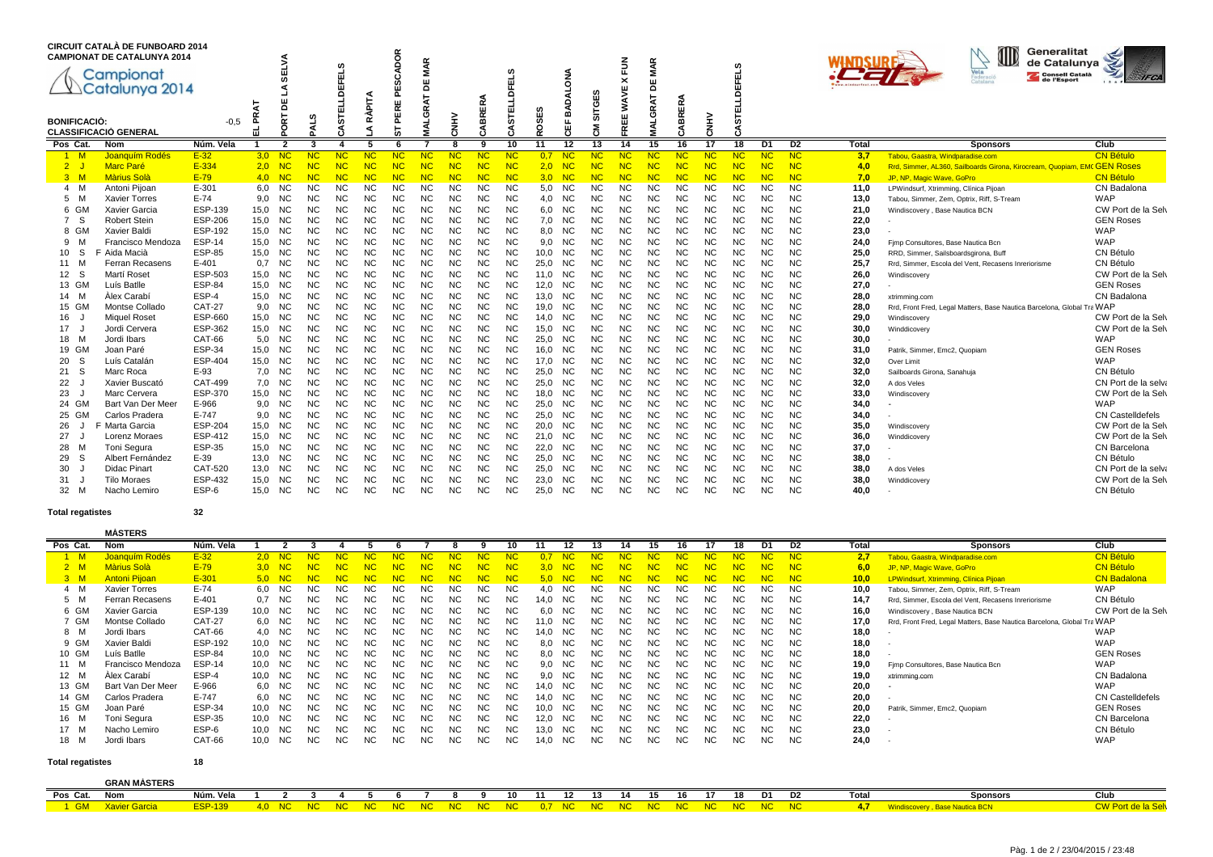# CIRCUIT CATALÀ DE FUNBOARD 2014
## CAMPIONAT DE CATALUNYA 2014

Campionat Catalunya 2014

**BONIFICACIÓ:** -0,5

**CLASSIFICACIÓ GENERAL**

| Pos | Cat. | Nom | Núm. Vela | 1 EL PRAT | 2 PORT DE LA SELVA | 3 PALS | 4 CASTELLDEFELS | 5 LA RÀPITA | 6 ST PERE PESCADOR | 7 MALGRAT DE MAR | 8 CNHV | 9 CABRERA | 10 CASTELLDEFELS | 11 ROSES | 12 CEF BADALONA | 13 CM SITGES | 14 FREE WAVE X FUN | 15 MALGRAT DE MAR | 16 CABRERA | 17 CNHV | 18 CASTELLDEFELS | D1 | D2 | Total | Sponsors | Club |
|---|---|---|---|---|---|---|---|---|---|---|---|---|---|---|---|---|---|---|---|---|---|---|---|---|---|---|
| 1 | M | Joanquim Rodés | E-32 | 3,0 | NC | NC | NC | NC | NC | NC | NC | NC | NC | 0,7 | NC | NC | NC | NC | NC | NC | NC | NC | NC | 3,7 | Tabou, Gaastra, Windparadise.com | CN Bétulo |
| 2 | J | Marc Paré | E-334 | 2,0 | NC | NC | NC | NC | NC | NC | NC | NC | NC | 2,0 | NC | NC | NC | NC | NC | NC | NC | NC | NC | 4,0 | Rrd, Simmer, AL360, Sailboards Girona, Kirocream, Quopiam, EMC | GEN Roses |
| 3 | M | Màrius Solà | E-79 | 4,0 | NC | NC | NC | NC | NC | NC | NC | NC | NC | 3,0 | NC | NC | NC | NC | NC | NC | NC | NC | NC | 7,0 | JP, NP, Magic Wave, GoPro | CN Bétulo |
| 4 | M | Antoni Pijoan | E-301 | 6,0 | NC | NC | NC | NC | NC | NC | NC | NC | NC | 5,0 | NC | NC | NC | NC | NC | NC | NC | NC | NC | 11,0 | LPWindsurf, Xtrimming, Clínica Pijoan | CN Badalona |
| 5 | M | Xavier Torres | E-74 | 9,0 | NC | NC | NC | NC | NC | NC | NC | NC | NC | 4,0 | NC | NC | NC | NC | NC | NC | NC | NC | NC | 13,0 | Tabou, Simmer, Zem, Optrix, Riff, S-Tream | WAP |
| 6 | GM | Xavier Garcia | ESP-139 | 15,0 | NC | NC | NC | NC | NC | NC | NC | NC | NC | 6,0 | NC | NC | NC | NC | NC | NC | NC | NC | NC | 21,0 | Windiscovery , Base Nautica BCN | CW Port de la Selv |
| 7 | S | Robert Stein | ESP-206 | 15,0 | NC | NC | NC | NC | NC | NC | NC | NC | NC | 7,0 | NC | NC | NC | NC | NC | NC | NC | NC | NC | 22,0 | - | GEN Roses |
| 8 | GM | Xavier Baldi | ESP-192 | 15,0 | NC | NC | NC | NC | NC | NC | NC | NC | NC | 8,0 | NC | NC | NC | NC | NC | NC | NC | NC | NC | 23,0 | - | WAP |
| 9 | M | Francisco Mendoza | ESP-14 | 15,0 | NC | NC | NC | NC | NC | NC | NC | NC | NC | 9,0 | NC | NC | NC | NC | NC | NC | NC | NC | NC | 24,0 | Fjmp Consultores, Base Nautica Bcn | WAP |
| 10 | S F | Aida Macià | ESP-85 | 15,0 | NC | NC | NC | NC | NC | NC | NC | NC | NC | 10,0 | NC | NC | NC | NC | NC | NC | NC | NC | NC | 25,0 | RRD, Simmer, Sailsboardsgirona, Buff | CN Bétulo |
| 11 | M | Ferran Recasens | E-401 | 0,7 | NC | NC | NC | NC | NC | NC | NC | NC | NC | 25,0 | NC | NC | NC | NC | NC | NC | NC | NC | NC | 25,7 | Rrd, Simmer, Escola del Vent, Recasens Inreriorisme | CN Bétulo |
| 12 | S | Martí Roset | ESP-503 | 15,0 | NC | NC | NC | NC | NC | NC | NC | NC | NC | 11,0 | NC | NC | NC | NC | NC | NC | NC | NC | NC | 26,0 | Windiscovery | CW Port de la Selv |
| 13 | GM | Luís Batlle | ESP-84 | 15,0 | NC | NC | NC | NC | NC | NC | NC | NC | NC | 12,0 | NC | NC | NC | NC | NC | NC | NC | NC | NC | 27,0 | - | GEN Roses |
| 14 | M | Àlex Carabí | ESP-4 | 15,0 | NC | NC | NC | NC | NC | NC | NC | NC | NC | 13,0 | NC | NC | NC | NC | NC | NC | NC | NC | NC | 28,0 | xtrimming.com | CN Badalona |
| 15 | GM | Montse Collado | CAT-27 | 9,0 | NC | NC | NC | NC | NC | NC | NC | NC | NC | 19,0 | NC | NC | NC | NC | NC | NC | NC | NC | NC | 28,0 | Rrd, Front Fred, Legal Matters, Base Nautica Barcelona, Global Tra | WAP |
| 16 | J | Miquel Roset | ESP-660 | 15,0 | NC | NC | NC | NC | NC | NC | NC | NC | NC | 14,0 | NC | NC | NC | NC | NC | NC | NC | NC | NC | 29,0 | Windiscovery | CW Port de la Selv |
| 17 | J | Jordi Cervera | ESP-362 | 15,0 | NC | NC | NC | NC | NC | NC | NC | NC | NC | 15,0 | NC | NC | NC | NC | NC | NC | NC | NC | NC | 30,0 | Winddicovery | CW Port de la Selv |
| 18 | M | Jordi Ibars | CAT-66 | 5,0 | NC | NC | NC | NC | NC | NC | NC | NC | NC | 25,0 | NC | NC | NC | NC | NC | NC | NC | NC | NC | 30,0 | - | WAP |
| 19 | GM | Joan Paré | ESP-34 | 15,0 | NC | NC | NC | NC | NC | NC | NC | NC | NC | 16,0 | NC | NC | NC | NC | NC | NC | NC | NC | NC | 31,0 | Patrik, Simmer, Emc2, Quopiam | GEN Roses |
| 20 | S | Luís Catalán | ESP-404 | 15,0 | NC | NC | NC | NC | NC | NC | NC | NC | NC | 17,0 | NC | NC | NC | NC | NC | NC | NC | NC | NC | 32,0 | Over Limit | WAP |
| 21 | S | Marc Roca | E-93 | 7,0 | NC | NC | NC | NC | NC | NC | NC | NC | NC | 25,0 | NC | NC | NC | NC | NC | NC | NC | NC | NC | 32,0 | Sailboards Girona, Sanahuja | CN Bétulo |
| 22 | J | Xavier Buscató | CAT-499 | 7,0 | NC | NC | NC | NC | NC | NC | NC | NC | NC | 25,0 | NC | NC | NC | NC | NC | NC | NC | NC | NC | 32,0 | A dos Veles | CN Port de la selva |
| 23 | J | Marc Cervera | ESP-370 | 15,0 | NC | NC | NC | NC | NC | NC | NC | NC | NC | 18,0 | NC | NC | NC | NC | NC | NC | NC | NC | NC | 33,0 | Windiscovery | CW Port de la Selv |
| 24 | GM | Bart Van Der Meer | E-966 | 9,0 | NC | NC | NC | NC | NC | NC | NC | NC | NC | 25,0 | NC | NC | NC | NC | NC | NC | NC | NC | NC | 34,0 | - | WAP |
| 25 | GM | Carlos Pradera | E-747 | 9,0 | NC | NC | NC | NC | NC | NC | NC | NC | NC | 25,0 | NC | NC | NC | NC | NC | NC | NC | NC | NC | 34,0 | - | CN Castelldefels |
| 26 | J F | Marta Garcia | ESP-204 | 15,0 | NC | NC | NC | NC | NC | NC | NC | NC | NC | 20,0 | NC | NC | NC | NC | NC | NC | NC | NC | NC | 35,0 | Windiscovery | CW Port de la Selv |
| 27 | J | Lorenz Moraes | ESP-412 | 15,0 | NC | NC | NC | NC | NC | NC | NC | NC | NC | 21,0 | NC | NC | NC | NC | NC | NC | NC | NC | NC | 36,0 | Winddicovery | CW Port de la Selv |
| 28 | M | Toni Segura | ESP-35 | 15,0 | NC | NC | NC | NC | NC | NC | NC | NC | NC | 22,0 | NC | NC | NC | NC | NC | NC | NC | NC | NC | 37,0 | - | CN Barcelona |
| 29 | S | Albert Fernández | E-39 | 13,0 | NC | NC | NC | NC | NC | NC | NC | NC | NC | 25,0 | NC | NC | NC | NC | NC | NC | NC | NC | NC | 38,0 | - | CN Bétulo |
| 30 | J | Didac Pinart | CAT-520 | 13,0 | NC | NC | NC | NC | NC | NC | NC | NC | NC | 25,0 | NC | NC | NC | NC | NC | NC | NC | NC | NC | 38,0 | A dos Veles | CN Port de la selva |
| 31 | J | Tilo Moraes | ESP-432 | 15,0 | NC | NC | NC | NC | NC | NC | NC | NC | NC | 23,0 | NC | NC | NC | NC | NC | NC | NC | NC | NC | 38,0 | Winddicovery | CW Port de la Selv |
| 32 | M | Nacho Lemiro | ESP-6 | 15,0 | NC | NC | NC | NC | NC | NC | NC | NC | NC | 25,0 | NC | NC | NC | NC | NC | NC | NC | NC | NC | 40,0 | - | CN Bétulo |

**Total regatistes** 32

**MÀSTERS**

| Pos | Cat. | Nom | Núm. Vela | 1 | 2 | 3 | 4 | 5 | 6 | 7 | 8 | 9 | 10 | 11 | 12 | 13 | 14 | 15 | 16 | 17 | 18 | D1 | D2 | Total | Sponsors | Club |
|---|---|---|---|---|---|---|---|---|---|---|---|---|---|---|---|---|---|---|---|---|---|---|---|---|---|---|
| 1 | M | Joanquim Rodés | E-32 | 2,0 | NC | NC | NC | NC | NC | NC | NC | NC | NC | 0,7 | NC | NC | NC | NC | NC | NC | NC | NC | NC | 2,7 | Tabou, Gaastra, Windparadise.com | CN Bétulo |
| 2 | M | Màrius Solà | E-79 | 3,0 | NC | NC | NC | NC | NC | NC | NC | NC | NC | 3,0 | NC | NC | NC | NC | NC | NC | NC | NC | NC | 6,0 | JP, NP, Magic Wave, GoPro | CN Bétulo |
| 3 | M | Antoni Pijoan | E-301 | 5,0 | NC | NC | NC | NC | NC | NC | NC | NC | NC | 5,0 | NC | NC | NC | NC | NC | NC | NC | NC | NC | 10,0 | LPWindsurf, Xtrimming, Clínica Pijoan | CN Badalona |
| 4 | M | Xavier Torres | E-74 | 6,0 | NC | NC | NC | NC | NC | NC | NC | NC | NC | 4,0 | NC | NC | NC | NC | NC | NC | NC | NC | NC | 10,0 | Tabou, Simmer, Zem, Optrix, Riff, S-Tream | WAP |
| 5 | M | Ferran Recasens | E-401 | 0,7 | NC | NC | NC | NC | NC | NC | NC | NC | NC | 14,0 | NC | NC | NC | NC | NC | NC | NC | NC | NC | 14,7 | Rrd, Simmer, Escola del Vent, Recasens Inreriorisme | CN Bétulo |
| 6 | GM | Xavier Garcia | ESP-139 | 10,0 | NC | NC | NC | NC | NC | NC | NC | NC | NC | 6,0 | NC | NC | NC | NC | NC | NC | NC | NC | NC | 16,0 | Windiscovery , Base Nautica BCN | CW Port de la Selv |
| 7 | GM | Montse Collado | CAT-27 | 6,0 | NC | NC | NC | NC | NC | NC | NC | NC | NC | 11,0 | NC | NC | NC | NC | NC | NC | NC | NC | NC | 17,0 | Rrd, Front Fred, Legal Matters, Base Nautica Barcelona, Global Tra | WAP |
| 8 | M | Jordi Ibars | CAT-66 | 4,0 | NC | NC | NC | NC | NC | NC | NC | NC | NC | 14,0 | NC | NC | NC | NC | NC | NC | NC | NC | NC | 18,0 | - | WAP |
| 9 | GM | Xavier Baldi | ESP-192 | 10,0 | NC | NC | NC | NC | NC | NC | NC | NC | NC | 8,0 | NC | NC | NC | NC | NC | NC | NC | NC | NC | 18,0 | - | WAP |
| 10 | GM | Luís Batlle | ESP-84 | 10,0 | NC | NC | NC | NC | NC | NC | NC | NC | NC | 8,0 | NC | NC | NC | NC | NC | NC | NC | NC | NC | 18,0 | - | GEN Roses |
| 11 | M | Francisco Mendoza | ESP-14 | 10,0 | NC | NC | NC | NC | NC | NC | NC | NC | NC | 9,0 | NC | NC | NC | NC | NC | NC | NC | NC | NC | 19,0 | Fjmp Consultores, Base Nautica Bcn | WAP |
| 12 | M | Àlex Carabí | ESP-4 | 10,0 | NC | NC | NC | NC | NC | NC | NC | NC | NC | 9,0 | NC | NC | NC | NC | NC | NC | NC | NC | NC | 19,0 | xtrimming.com | CN Badalona |
| 13 | GM | Bart Van Der Meer | E-966 | 6,0 | NC | NC | NC | NC | NC | NC | NC | NC | NC | 14,0 | NC | NC | NC | NC | NC | NC | NC | NC | NC | 20,0 | - | WAP |
| 14 | GM | Carlos Pradera | E-747 | 6,0 | NC | NC | NC | NC | NC | NC | NC | NC | NC | 14,0 | NC | NC | NC | NC | NC | NC | NC | NC | NC | 20,0 | - | CN Castelldefels |
| 15 | GM | Joan Paré | ESP-34 | 10,0 | NC | NC | NC | NC | NC | NC | NC | NC | NC | 10,0 | NC | NC | NC | NC | NC | NC | NC | NC | NC | 20,0 | Patrik, Simmer, Emc2, Quopiam | GEN Roses |
| 16 | M | Toni Segura | ESP-35 | 10,0 | NC | NC | NC | NC | NC | NC | NC | NC | NC | 12,0 | NC | NC | NC | NC | NC | NC | NC | NC | NC | 22,0 | - | CN Barcelona |
| 17 | M | Nacho Lemiro | ESP-6 | 10,0 | NC | NC | NC | NC | NC | NC | NC | NC | NC | 13,0 | NC | NC | NC | NC | NC | NC | NC | NC | NC | 23,0 | - | CN Bétulo |
| 18 | M | Jordi Ibars | CAT-66 | 10,0 | NC | NC | NC | NC | NC | NC | NC | NC | NC | 14,0 | NC | NC | NC | NC | NC | NC | NC | NC | NC | 24,0 | - | WAP |

**Total regatistes** 18

**GRAN MÀSTERS**

| Pos | Cat. | Nom | Núm. Vela | 1 | 2 | 3 | 4 | 5 | 6 | 7 | 8 | 9 | 10 | 11 | 12 | 13 | 14 | 15 | 16 | 17 | 18 | D1 | D2 | Total | Sponsors | Club |
|---|---|---|---|---|---|---|---|---|---|---|---|---|---|---|---|---|---|---|---|---|---|---|---|---|---|---|
| 1 | GM | Xavier Garcia | ESP-139 | 4,0 | NC | NC | NC | NC | NC | NC | NC | NC | NC | 0,7 | NC | NC | NC | NC | NC | NC | NC | NC | NC | 4,7 | Windiscovery , Base Nautica BCN | CW Port de la Selv |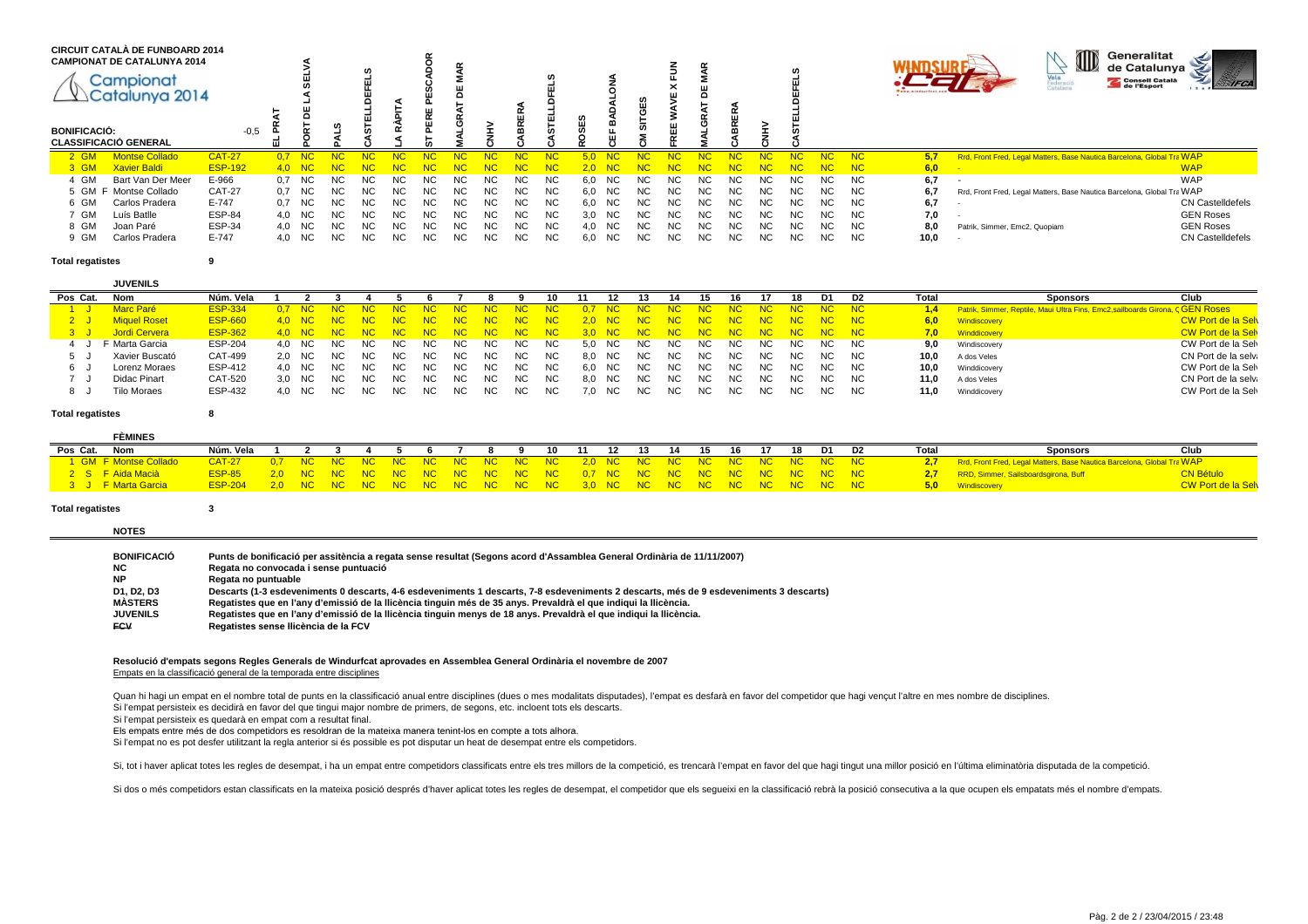**CIRCUIT CATALÀ DE FUNBOARD 2014**
**CAMPIONAT DE CATALUNYA 2014**

Campionat Catalunya 2014

**BONIFICACIÓ:** -0,5

**CLASSIFICACIÓ GENERAL**

| Pos Cat. | Nom | Núm. Vela | EL PRAT | PORT DE LA SELVA | PALS | CASTELLDEFELS | LA RÀPITA | ST PERE PESCADOR | MALGRAT DE MAR | CNHV | CABRERA | CASTELLDEFELS | ROSES | CEF BADALONA | CM SITGES | FREE WAVE X FUN | MALGRAT DE MAR | CABRERA | CNHV | CASTELLDEFELS | | | Total | Sponsors | Club |
|---|---|---|---|---|---|---|---|---|---|---|---|---|---|---|---|---|---|---|---|---|---|---|---|---|---|
| 2 GM | Montse Collado | CAT-27 | 0,7 | NC | NC | NC | NC | NC | NC | NC | NC | NC | 5,0 | NC | NC | NC | NC | NC | NC | NC | NC | NC | 5,7 | Rrd, Front Fred, Legal Matters, Base Nautica Barcelona, Global Tra | WAP |
| 3 GM | Xavier Baldi | ESP-192 | 4,0 | NC | NC | NC | NC | NC | NC | NC | NC | NC | 2,0 | NC | NC | NC | NC | NC | NC | NC | NC | NC | 6,0 | - | WAP |
| 4 GM | Bart Van Der Meer | E-966 | 0,7 | NC | NC | NC | NC | NC | NC | NC | NC | NC | 6,0 | NC | NC | NC | NC | NC | NC | NC | NC | NC | 6,7 | - | WAP |
| 5 GM F | Montse Collado | CAT-27 | 0,7 | NC | NC | NC | NC | NC | NC | NC | NC | NC | 6,0 | NC | NC | NC | NC | NC | NC | NC | NC | NC | 6,7 | Rrd, Front Fred, Legal Matters, Base Nautica Barcelona, Global Tra | WAP |
| 6 GM | Carlos Pradera | E-747 | 0,7 | NC | NC | NC | NC | NC | NC | NC | NC | NC | 6,0 | NC | NC | NC | NC | NC | NC | NC | NC | NC | 6,7 | - | CN Castelldefels |
| 7 GM | Luís Batlle | ESP-84 | 4,0 | NC | NC | NC | NC | NC | NC | NC | NC | NC | 3,0 | NC | NC | NC | NC | NC | NC | NC | NC | NC | 7,0 | - | GEN Roses |
| 8 GM | Joan Paré | ESP-34 | 4,0 | NC | NC | NC | NC | NC | NC | NC | NC | NC | 4,0 | NC | NC | NC | NC | NC | NC | NC | NC | NC | 8,0 | Patrik, Simmer, Emc2, Quopiam | GEN Roses |
| 9 GM | Carlos Pradera | E-747 | 4,0 | NC | NC | NC | NC | NC | NC | NC | NC | NC | 6,0 | NC | NC | NC | NC | NC | NC | NC | NC | NC | 10,0 | - | CN Castelldefels |

**Total regatistes** 9

**JUVENILS**

| Pos Cat. | Nom | Núm. Vela | 1 | 2 | 3 | 4 | 5 | 6 | 7 | 8 | 9 | 10 | 11 | 12 | 13 | 14 | 15 | 16 | 17 | 18 | D1 | D2 | Total | Sponsors | Club |
|---|---|---|---|---|---|---|---|---|---|---|---|---|---|---|---|---|---|---|---|---|---|---|---|---|---|
| 1 J | Marc Paré | ESP-334 | 0,7 | NC | NC | NC | NC | NC | NC | NC | NC | NC | 0,7 | NC | NC | NC | NC | NC | NC | NC | NC | NC | 1,4 | Patrik, Simmer, Reptile, Maui Ultra Fins, Emc2,sailboards Girona, C | GEN Roses |
| 2 J | Miquel Roset | ESP-660 | 4,0 | NC | NC | NC | NC | NC | NC | NC | NC | NC | 2,0 | NC | NC | NC | NC | NC | NC | NC | NC | NC | 6,0 | Windiscovery | CW Port de la Selv |
| 3 J | Jordi Cervera | ESP-362 | 4,0 | NC | NC | NC | NC | NC | NC | NC | NC | NC | 3,0 | NC | NC | NC | NC | NC | NC | NC | NC | NC | 7,0 | Winddicovery | CW Port de la Selv |
| 4 J F | Marta Garcia | ESP-204 | 4,0 | NC | NC | NC | NC | NC | NC | NC | NC | NC | 5,0 | NC | NC | NC | NC | NC | NC | NC | NC | NC | 9,0 | Windiscovery | CW Port de la Selv |
| 5 J | Xavier Buscató | CAT-499 | 2,0 | NC | NC | NC | NC | NC | NC | NC | NC | NC | 8,0 | NC | NC | NC | NC | NC | NC | NC | NC | NC | 10,0 | A dos Veles | CN Port de la selva |
| 6 J | Lorenz Moraes | ESP-412 | 4,0 | NC | NC | NC | NC | NC | NC | NC | NC | NC | 6,0 | NC | NC | NC | NC | NC | NC | NC | NC | NC | 10,0 | Winddicovery | CW Port de la Selv |
| 7 J | Didac Pinart | CAT-520 | 3,0 | NC | NC | NC | NC | NC | NC | NC | NC | NC | 8,0 | NC | NC | NC | NC | NC | NC | NC | NC | NC | 11,0 | A dos Veles | CN Port de la selva |
| 8 J | Tilo Moraes | ESP-432 | 4,0 | NC | NC | NC | NC | NC | NC | NC | NC | NC | 7,0 | NC | NC | NC | NC | NC | NC | NC | NC | NC | 11,0 | Winddicovery | CW Port de la Selv |

**Total regatistes** 8

**FÈMINES**

| Pos Cat. | Nom | Núm. Vela | 1 | 2 | 3 | 4 | 5 | 6 | 7 | 8 | 9 | 10 | 11 | 12 | 13 | 14 | 15 | 16 | 17 | 18 | D1 | D2 | Total | Sponsors | Club |
|---|---|---|---|---|---|---|---|---|---|---|---|---|---|---|---|---|---|---|---|---|---|---|---|---|---|
| 1 GM F | Montse Collado | CAT-27 | 0,7 | NC | NC | NC | NC | NC | NC | NC | NC | NC | 2,0 | NC | NC | NC | NC | NC | NC | NC | NC | NC | 2,7 | Rrd, Front Fred, Legal Matters, Base Nautica Barcelona, Global Tra | WAP |
| 2 S F | Aida Macià | ESP-85 | 2,0 | NC | NC | NC | NC | NC | NC | NC | NC | NC | 0,7 | NC | NC | NC | NC | NC | NC | NC | NC | NC | 2,7 | RRD, Simmer, Sailsboardsgirona, Buff | CN Bétulo |
| 3 J F | Marta Garcia | ESP-204 | 2,0 | NC | NC | NC | NC | NC | NC | NC | NC | NC | 3,0 | NC | NC | NC | NC | NC | NC | NC | NC | NC | 5,0 | Windiscovery | CW Port de la Selv |

**Total regatistes** 3

**NOTES**

| | |
|---|---|
| **BONIFICACIÓ** | **Punts de bonificació per assistència a regata sense resultat (Segons acord d'Assamblea General Ordinària de 11/11/2007)** |
| **NC** | **Regata no convocada i sense puntuació** |
| **NP** | **Regata no puntuable** |
| **D1, D2, D3** | **Descarts (1-3 esdeveniments 0 descarts, 4-6 esdeveniments 1 descarts, 7-8 esdeveniments 2 descarts, més de 9 esdeveniments 3 descarts)** |
| **MÀSTERS** | **Regatistes que en l'any d'emissió de la llicència tinguin més de 35 anys. Prevaldrà el que indiqui la llicència.** |
| **JUVENILS** | **Regatistes que en l'any d'emissió de la llicència tinguin menys de 18 anys. Prevaldrà el que indiqui la llicència.** |
| **~~FCV~~** | **Regatistes sense llicència de la FCV** |

**Resolució d'empats segons Regles Generals de Windurfcat aprovades en Assemblea General Ordinària el novembre de 2007**

Empats en la classificació general de la temporada entre disciplines

Quan hi hagi un empat en el nombre total de punts en la classificació anual entre disciplines (dues o mes modalitats disputades), l'empat es desfarà en favor del competidor que hagi vençut l'altre en mes nombre de disciplines.
Si l'empat persisteix es decidirà en favor del que tingui major nombre de primers, de segons, etc. incloent tots els descarts.
Si l'empat persisteix es quedarà en empat com a resultat final.
Els empats entre més de dos competidors es resoldran de la mateixa manera tenint-los en compte a tots alhora.
Si l'empat no es pot desfer utilitzant la regla anterior si és possible es pot disputar un heat de desempat entre els competidors.

Si, tot i haver aplicat totes les regles de desempat, i ha un empat entre competidors classificats entre els tres millors de la competició, es trencarà l'empat en favor del que hagi tingut una millor posició en l'última eliminatòria disputada de la competició.

Si dos o més competidors estan classificats en la mateixa posició després d'haver aplicat totes les regles de desempat, el competidor que els segueixi en la classificació rebrà la posició consecutiva a la que ocupen els empatats més el nombre d'empats.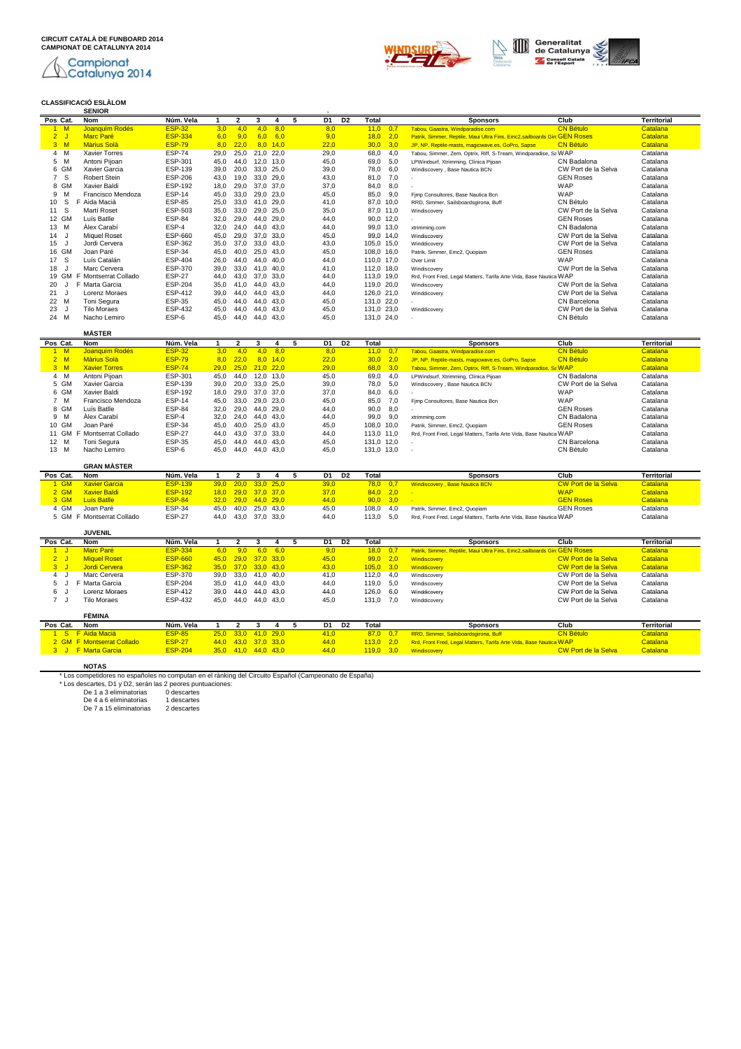**CIRCUIT CATALÀ DE FUNBOARD 2014**
**CAMPIONAT DE CATALUNYA 2014**

Campionat Catalunya 2014

Generalitat de Catalunya
Consell Català de l'Esport

## CLASSIFICACIÓ ESLÀLOM

### SENIOR

| Pos | Cat. | | Nom | Núm. Vela | 1 | 2 | 3 | 4 | 5 | D1 | D2 | Total | | Sponsors | Club | Territorial |
|---|---|---|---|---|---|---|---|---|---|---|---|---|---|---|---|---|
| 1 | M | | Joanquim Rodés | ESP-32 | 3,0 | 4,0 | 4,0 | 8,0 | | 8,0 | | 11,0 | 0,7 | Tabou, Gaastra, Windparadise.com | CN Bètulo | Catalana |
| 2 | J | | Marc Paré | ESP-334 | 6,0 | 9,0 | 6,0 | 6,0 | | 9,0 | | 18,0 | 2,0 | Patrik, Simmer, Reptile, Maui Ultra Fins, Emc2,sailboards Gir | GEN Roses | Catalana |
| 3 | M | | Màrius Solà | ESP-79 | 8,0 | 22,0 | 8,0 | 14,0 | | 22,0 | | 30,0 | 3,0 | JP, NP, Reptile-masts, magicwave.es, GoPro, Sapse | CN Bètulo | Catalana |
| 4 | M | | Xavier Torres | ESP-74 | 29,0 | 25,0 | 21,0 | 22,0 | | 29,0 | | 68,0 | 4,0 | Tabou, Simmer, Zem, Optrix, Riff, S-Tream, Windparadise, Sa | WAP | Catalana |
| 5 | M | | Antoni Pijoan | ESP-301 | 45,0 | 44,0 | 12,0 | 13,0 | | 45,0 | | 69,0 | 5,0 | LPWindsurf, Xtrimming, Clínica Pijoan | CN Badalona | Catalana |
| 6 | GM | | Xavier Garcia | ESP-139 | 39,0 | 20,0 | 33,0 | 25,0 | | 39,0 | | 78,0 | 6,0 | Windiscovery , Base Nautica BCN | CW Port de la Selva | Catalana |
| 7 | S | | Robert Stein | ESP-206 | 43,0 | 19,0 | 33,0 | 29,0 | | 43,0 | | 81,0 | 7,0 | - | GEN Roses | Catalana |
| 8 | GM | | Xavier Baldi | ESP-192 | 18,0 | 29,0 | 37,0 | 37,0 | | 37,0 | | 84,0 | 8,0 | - | WAP | Catalana |
| 9 | M | | Francisco Mendoza | ESP-14 | 45,0 | 33,0 | 29,0 | 23,0 | | 45,0 | | 85,0 | 9,0 | Fjmp Consultores, Base Nautica Bcn | WAP | Catalana |
| 10 | S | F | Aida Macià | ESP-85 | 25,0 | 33,0 | 41,0 | 29,0 | | 41,0 | | 87,0 | 10,0 | RRD, Simmer, Sailsboardsgirona, Buff | CN Bètulo | Catalana |
| 11 | S | | Martí Roset | ESP-503 | 35,0 | 33,0 | 29,0 | 25,0 | | 35,0 | | 87,0 | 11,0 | Windiscovery | CW Port de la Selva | Catalana |
| 12 | GM | | Luís Batlle | ESP-84 | 32,0 | 29,0 | 44,0 | 29,0 | | 44,0 | | 90,0 | 12,0 | - | GEN Roses | Catalana |
| 13 | M | | Àlex Carabí | ESP-4 | 32,0 | 24,0 | 44,0 | 43,0 | | 44,0 | | 99,0 | 13,0 | xtrimming.com | CN Badalona | Catalana |
| 14 | J | | Miquel Roset | ESP-660 | 45,0 | 29,0 | 37,0 | 33,0 | | 45,0 | | 99,0 | 14,0 | Windiscovery | CW Port de la Selva | Catalana |
| 15 | J | | Jordi Cervera | ESP-362 | 35,0 | 37,0 | 33,0 | 43,0 | | 43,0 | | 105,0 | 15,0 | Winddiscovery | CW Port de la Selva | Catalana |
| 16 | GM | | Joan Paré | ESP-34 | 45,0 | 40,0 | 25,0 | 43,0 | | 45,0 | | 108,0 | 16,0 | Patrik, Simmer, Emc2, Quopiam | GEN Roses | Catalana |
| 17 | S | | Luís Catalán | ESP-404 | 26,0 | 44,0 | 44,0 | 40,0 | | 44,0 | | 110,0 | 17,0 | Over Limit | WAP | Catalana |
| 18 | J | | Marc Cervera | ESP-370 | 39,0 | 33,0 | 41,0 | 40,0 | | 41,0 | | 112,0 | 18,0 | Windiscovery | CW Port de la Selva | Catalana |
| 19 | GM | F | Montserrat Collado | ESP-27 | 44,0 | 43,0 | 37,0 | 33,0 | | 44,0 | | 113,0 | 19,0 | Rrd, Front Fred, Legal Matters, Tarifa Arte Vida, Base Nautica | WAP | Catalana |
| 20 | J | F | Marta Garcia | ESP-204 | 35,0 | 41,0 | 44,0 | 43,0 | | 44,0 | | 119,0 | 20,0 | Windiscovery | CW Port de la Selva | Catalana |
| 21 | J | | Lorenz Moraes | ESP-412 | 39,0 | 44,0 | 44,0 | 43,0 | | 44,0 | | 126,0 | 21,0 | Winddiscovery | CW Port de la Selva | Catalana |
| 22 | M | | Toni Segura | ESP-35 | 45,0 | 44,0 | 44,0 | 43,0 | | 45,0 | | 131,0 | 22,0 | - | CN Barcelona | Catalana |
| 23 | J | | Tilo Moraes | ESP-432 | 45,0 | 44,0 | 44,0 | 43,0 | | 45,0 | | 131,0 | 23,0 | Winddiscovery | CW Port de la Selva | Catalana |
| 24 | M | | Nacho Lemiro | ESP-6 | 45,0 | 44,0 | 44,0 | 43,0 | | 45,0 | | 131,0 | 24,0 | - | CN Bètulo | Catalana |

### MÀSTER

| Pos | Cat. | | Nom | Núm. Vela | 1 | 2 | 3 | 4 | 5 | D1 | D2 | Total | | Sponsors | Club | Territorial |
|---|---|---|---|---|---|---|---|---|---|---|---|---|---|---|---|---|
| 1 | M | | Joanquim Rodés | ESP-32 | 3,0 | 4,0 | 4,0 | 8,0 | | 8,0 | | 11,0 | 0,7 | Tabou, Gaastra, Windparadise.com | CN Bètulo | Catalana |
| 2 | M | | Màrius Solà | ESP-79 | 8,0 | 22,0 | 8,0 | 14,0 | | 22,0 | | 30,0 | 2,0 | JP, NP, Reptile-masts, magicwave.es, GoPro, Sapse | CN Bètulo | Catalana |
| 3 | M | | Xavier Torres | ESP-74 | 29,0 | 25,0 | 21,0 | 22,0 | | 29,0 | | 68,0 | 3,0 | Tabou, Simmer, Zem, Optrix, Riff, S-Tream, Windparadise, Sa | WAP | Catalana |
| 4 | M | | Antoni Pijoan | ESP-301 | 45,0 | 44,0 | 12,0 | 13,0 | | 45,0 | | 69,0 | 4,0 | LPWindsurf, Xtrimming, Clínica Pijoan | CN Badalona | Catalana |
| 5 | GM | | Xavier Garcia | ESP-139 | 39,0 | 20,0 | 33,0 | 25,0 | | 39,0 | | 78,0 | 5,0 | Windiscovery , Base Nautica BCN | CW Port de la Selva | Catalana |
| 6 | GM | | Xavier Baldi | ESP-192 | 18,0 | 29,0 | 37,0 | 37,0 | | 37,0 | | 84,0 | 6,0 | - | WAP | Catalana |
| 7 | M | | Francisco Mendoza | ESP-14 | 45,0 | 33,0 | 29,0 | 23,0 | | 45,0 | | 85,0 | 7,0 | Fjmp Consultores, Base Nautica Bcn | WAP | Catalana |
| 8 | GM | | Luís Batlle | ESP-84 | 32,0 | 29,0 | 44,0 | 29,0 | | 44,0 | | 90,0 | 8,0 | - | GEN Roses | Catalana |
| 9 | M | | Àlex Carabí | ESP-4 | 32,0 | 24,0 | 44,0 | 43,0 | | 44,0 | | 99,0 | 9,0 | xtrimming.com | CN Badalona | Catalana |
| 10 | GM | | Joan Paré | ESP-34 | 45,0 | 40,0 | 25,0 | 43,0 | | 45,0 | | 108,0 | 10,0 | Patrik, Simmer, Emc2, Quopiam | GEN Roses | Catalana |
| 11 | GM | F | Montserrat Collado | ESP-27 | 44,0 | 43,0 | 37,0 | 33,0 | | 44,0 | | 113,0 | 11,0 | Rrd, Front Fred, Legal Matters, Tarifa Arte Vida, Base Nautica | WAP | Catalana |
| 12 | M | | Toni Segura | ESP-35 | 45,0 | 44,0 | 44,0 | 43,0 | | 45,0 | | 131,0 | 12,0 | - | CN Barcelona | Catalana |
| 13 | M | | Nacho Lemiro | ESP-6 | 45,0 | 44,0 | 44,0 | 43,0 | | 45,0 | | 131,0 | 13,0 | - | CN Bètulo | Catalana |

### GRAN MÀSTER

| Pos | Cat. | | Nom | Núm. Vela | 1 | 2 | 3 | 4 | 5 | D1 | D2 | Total | | Sponsors | Club | Territorial |
|---|---|---|---|---|---|---|---|---|---|---|---|---|---|---|---|---|
| 1 | GM | | Xavier Garcia | ESP-139 | 39,0 | 20,0 | 33,0 | 25,0 | | 39,0 | | 78,0 | 0,7 | Windiscovery , Base Nautica BCN | CW Port de la Selva | Catalana |
| 2 | GM | | Xavier Baldi | ESP-192 | 18,0 | 29,0 | 37,0 | 37,0 | | 37,0 | | 84,0 | 2,0 | - | WAP | Catalana |
| 3 | GM | | Luís Batlle | ESP-84 | 32,0 | 29,0 | 44,0 | 29,0 | | 44,0 | | 90,0 | 3,0 | - | GEN Roses | Catalana |
| 4 | GM | | Joan Paré | ESP-34 | 45,0 | 40,0 | 25,0 | 43,0 | | 45,0 | | 108,0 | 4,0 | Patrik, Simmer, Emc2, Quopiam | GEN Roses | Catalana |
| 5 | GM | F | Montserrat Collado | ESP-27 | 44,0 | 43,0 | 37,0 | 33,0 | | 44,0 | | 113,0 | 5,0 | Rrd, Front Fred, Legal Matters, Tarifa Arte Vida, Base Nautica | WAP | Catalana |

### JUVENIL

| Pos | Cat. | | Nom | Núm. Vela | 1 | 2 | 3 | 4 | 5 | D1 | D2 | Total | | Sponsors | Club | Territorial |
|---|---|---|---|---|---|---|---|---|---|---|---|---|---|---|---|---|
| 1 | J | | Marc Paré | ESP-334 | 6,0 | 9,0 | 6,0 | 6,0 | | 9,0 | | 18,0 | 0,7 | Patrik, Simmer, Reptile, Maui Ultra Fins, Emc2,sailboards Gir | GEN Roses | Catalana |
| 2 | J | | Miquel Roset | ESP-660 | 45,0 | 29,0 | 37,0 | 33,0 | | 45,0 | | 99,0 | 2,0 | Windiscovery | CW Port de la Selva | Catalana |
| 3 | J | | Jordi Cervera | ESP-362 | 35,0 | 37,0 | 33,0 | 43,0 | | 43,0 | | 105,0 | 3,0 | Winddiscovery | CW Port de la Selva | Catalana |
| 4 | J | | Marc Cervera | ESP-370 | 39,0 | 33,0 | 41,0 | 40,0 | | 41,0 | | 112,0 | 4,0 | Windiscovery | CW Port de la Selva | Catalana |
| 5 | J | F | Marta Garcia | ESP-204 | 35,0 | 41,0 | 44,0 | 43,0 | | 44,0 | | 119,0 | 5,0 | Windiscovery | CW Port de la Selva | Catalana |
| 6 | J | | Lorenz Moraes | ESP-412 | 39,0 | 44,0 | 44,0 | 43,0 | | 44,0 | | 126,0 | 6,0 | Winddiscovery | CW Port de la Selva | Catalana |
| 7 | J | | Tilo Moraes | ESP-432 | 45,0 | 44,0 | 44,0 | 43,0 | | 45,0 | | 131,0 | 7,0 | Winddiscovery | CW Port de la Selva | Catalana |

### FÈMINA

| Pos | Cat. | | Nom | Núm. Vela | 1 | 2 | 3 | 4 | 5 | D1 | D2 | Total | | Sponsors | Club | Territorial |
|---|---|---|---|---|---|---|---|---|---|---|---|---|---|---|---|---|
| 1 | S | F | Aida Macià | ESP-85 | 25,0 | 33,0 | 41,0 | 29,0 | | 41,0 | | 87,0 | 0,7 | RRD, Simmer, Sailsboardsgirona, Buff | CN Bètulo | Catalana |
| 2 | GM | F | Montserrat Collado | ESP-27 | 44,0 | 43,0 | 37,0 | 33,0 | | 44,0 | | 113,0 | 2,0 | Rrd, Front Fred, Legal Matters, Tarifa Arte Vida, Base Nautica | WAP | Catalana |
| 3 | J | F | Marta Garcia | ESP-204 | 35,0 | 41,0 | 44,0 | 43,0 | | 44,0 | | 119,0 | 3,0 | Windiscovery | CW Port de la Selva | Catalana |

### NOTAS

* Los competidores no españoles no computan en el rànking del Circuito Español (Campeonato de España)
* Los descartes, D1 y D2, serán las 2 peores puntuaciones:

| | |
|---|---|
| De 1 a 3 eliminatorias | 0 descartes |
| De 4 a 6 eliminatorias | 1 descartes |
| De 7 a 15 eliminatorias | 2 descartes |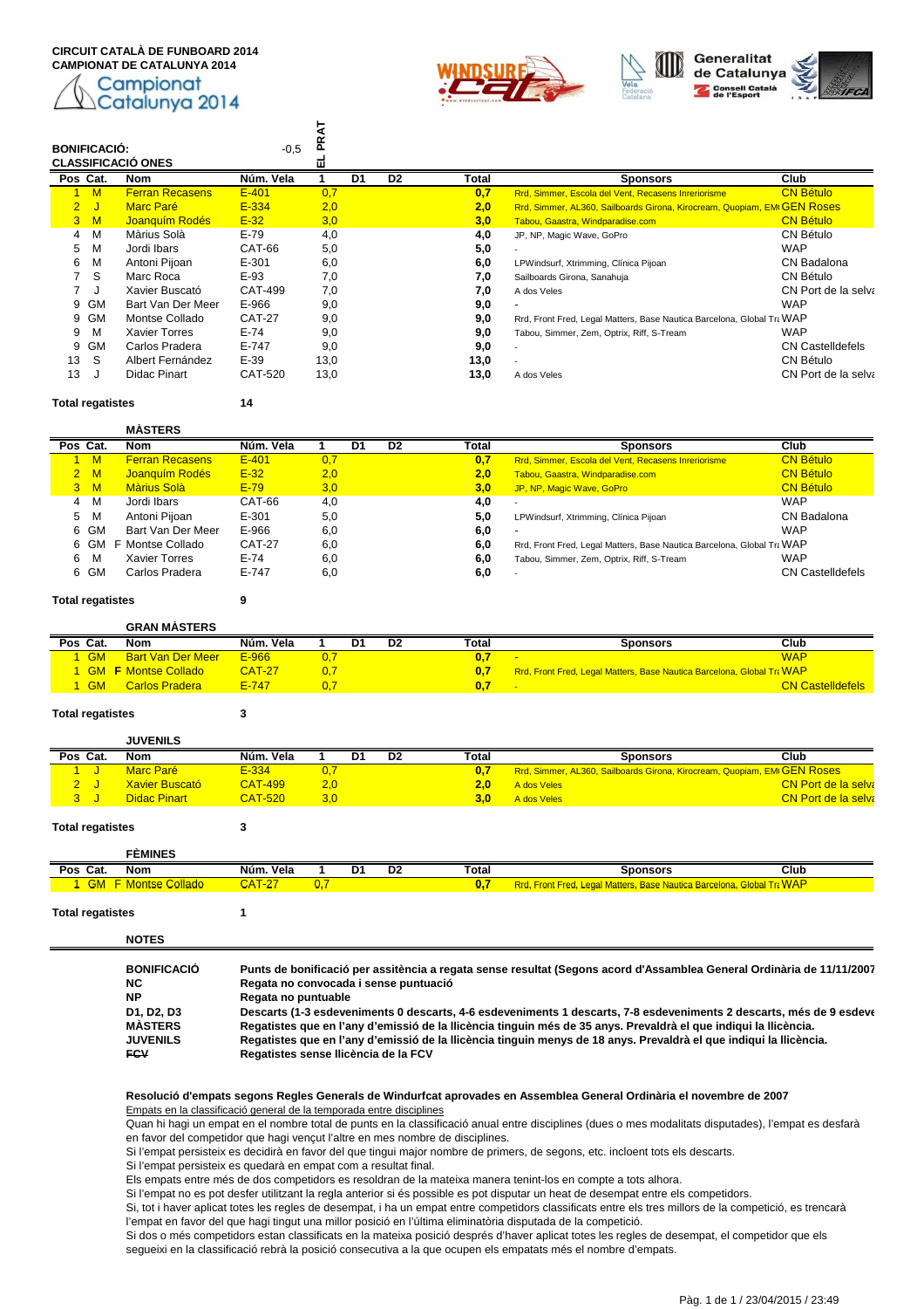CIRCUIT CATALÀ DE FUNBOARD 2014
CAMPIONAT DE CATALUNYA 2014

Campionat Catalunya 2014

**BONIFICACIÓ:** -0,5

**CLASSIFICACIÓ ONES**

| Pos | Cat. | Nom | Núm. Vela | 1 (EL PRAT) | D1 | D2 | Total | Sponsors | Club |
|---|---|---|---|---|---|---|---|---|---|
| 1 | M | Ferran Recasens | E-401 | 0,7 | | | 0,7 | Rrd, Simmer, Escola del Vent, Recasens Inreriorisme | CN Bétulo |
| 2 | J | Marc Paré | E-334 | 2,0 | | | 2,0 | Rrd, Simmer, AL360, Sailboards Girona, Kirocream, Quopiam, EM | GEN Roses |
| 3 | M | Joanquím Rodés | E-32 | 3,0 | | | 3,0 | Tabou, Gaastra, Windparadise.com | CN Bétulo |
| 4 | M | Màrius Solà | E-79 | 4,0 | | | 4,0 | JP, NP, Magic Wave, GoPro | CN Bétulo |
| 5 | M | Jordi Ibars | CAT-66 | 5,0 | | | 5,0 | - | WAP |
| 6 | M | Antoni Pijoan | E-301 | 6,0 | | | 6,0 | LPWindsurf, Xtrimming, Clínica Pijoan | CN Badalona |
| 7 | S | Marc Roca | E-93 | 7,0 | | | 7,0 | Sailboards Girona, Sanahuja | CN Bétulo |
| 7 | J | Xavier Buscató | CAT-499 | 7,0 | | | 7,0 | A dos Veles | CN Port de la selva |
| 9 | GM | Bart Van Der Meer | E-966 | 9,0 | | | 9,0 | - | WAP |
| 9 | GM | Montse Collado | CAT-27 | 9,0 | | | 9,0 | Rrd, Front Fred, Legal Matters, Base Nautica Barcelona, Global Tr | WAP |
| 9 | M | Xavier Torres | E-74 | 9,0 | | | 9,0 | Tabou, Simmer, Zem, Optrix, Riff, S-Tream | WAP |
| 9 | GM | Carlos Pradera | E-747 | 9,0 | | | 9,0 | - | CN Castelldefels |
| 13 | S | Albert Fernández | E-39 | 13,0 | | | 13,0 | - | CN Bétulo |
| 13 | J | Didac Pinart | CAT-520 | 13,0 | | | 13,0 | A dos Veles | CN Port de la selva |

**Total regatistes** 14

**MÀSTERS**

| Pos | Cat. | Nom | Núm. Vela | 1 | D1 | D2 | Total | Sponsors | Club |
|---|---|---|---|---|---|---|---|---|---|
| 1 | M | Ferran Recasens | E-401 | 0,7 | | | 0,7 | Rrd, Simmer, Escola del Vent, Recasens Inreriorisme | CN Bétulo |
| 2 | M | Joanquím Rodés | E-32 | 2,0 | | | 2,0 | Tabou, Gaastra, Windparadise.com | CN Bétulo |
| 3 | M | Màrius Solà | E-79 | 3,0 | | | 3,0 | JP, NP, Magic Wave, GoPro | CN Bétulo |
| 4 | M | Jordi Ibars | CAT-66 | 4,0 | | | 4,0 | - | WAP |
| 5 | M | Antoni Pijoan | E-301 | 5,0 | | | 5,0 | LPWindsurf, Xtrimming, Clínica Pijoan | CN Badalona |
| 6 | GM | Bart Van Der Meer | E-966 | 6,0 | | | 6,0 | - | WAP |
| 6 | GM F | Montse Collado | CAT-27 | 6,0 | | | 6,0 | Rrd, Front Fred, Legal Matters, Base Nautica Barcelona, Global Tr | WAP |
| 6 | M | Xavier Torres | E-74 | 6,0 | | | 6,0 | Tabou, Simmer, Zem, Optrix, Riff, S-Tream | WAP |
| 6 | GM | Carlos Pradera | E-747 | 6,0 | | | 6,0 | - | CN Castelldefels |

**Total regatistes** 9

**GRAN MÀSTERS**

| Pos | Cat. | Nom | Núm. Vela | 1 | D1 | D2 | Total | Sponsors | Club |
|---|---|---|---|---|---|---|---|---|---|
| 1 | GM | Bart Van Der Meer | E-966 | 0,7 | | | 0,7 | - | WAP |
| 1 | GM F | Montse Collado | CAT-27 | 0,7 | | | 0,7 | Rrd, Front Fred, Legal Matters, Base Nautica Barcelona, Global Tr | WAP |
| 1 | GM | Carlos Pradera | E-747 | 0,7 | | | 0,7 | - | CN Castelldefels |

**Total regatistes** 3

**JUVENILS**

| Pos | Cat. | Nom | Núm. Vela | 1 | D1 | D2 | Total | Sponsors | Club |
|---|---|---|---|---|---|---|---|---|---|
| 1 | J | Marc Paré | E-334 | 0,7 | | | 0,7 | Rrd, Simmer, AL360, Sailboards Girona, Kirocream, Quopiam, EM | GEN Roses |
| 2 | J | Xavier Buscató | CAT-499 | 2,0 | | | 2,0 | A dos Veles | CN Port de la selva |
| 3 | J | Didac Pinart | CAT-520 | 3,0 | | | 3,0 | A dos Veles | CN Port de la selva |

**Total regatistes** 3

**FÈMINES**

| Pos | Cat. | Nom | Núm. Vela | 1 | D1 | D2 | Total | Sponsors | Club |
|---|---|---|---|---|---|---|---|---|---|
| 1 | GM F | Montse Collado | CAT-27 | 0,7 | | | 0,7 | Rrd, Front Fred, Legal Matters, Base Nautica Barcelona, Global Tr | WAP |

**Total regatistes** 1

**NOTES**

| | |
|---|---|
| **BONIFICACIÓ** | **Punts de bonificació per assitència a regata sense resultat (Segons acord d'Assamblea General Ordinària de 11/11/2007** |
| **NC** | **Regata no convocada i sense puntuació** |
| **NP** | **Regata no puntuable** |
| **D1, D2, D3** | **Descarts (1-3 esdeveniments 0 descarts, 4-6 esdeveniments 1 descarts, 7-8 esdeveniments 2 descarts, més de 9 esdeve** |
| **MÀSTERS** | **Regatistes que en l'any d'emissió de la llicència tinguin més de 35 anys. Prevaldrà el que indiqui la llicència.** |
| **JUVENILS** | **Regatistes que en l'any d'emissió de la llicència tinguin menys de 18 anys. Prevaldrà el que indiqui la llicència.** |
| **FCV** | **Regatistes sense llicència de la FCV** |

**Resolució d'empats segons Regles Generals de Windurfcat aprovades en Assemblea General Ordinària el novembre de 2007**

Empats en la classificació general de la temporada entre disciplines

Quan hi hagi un empat en el nombre total de punts en la classificació anual entre disciplines (dues o mes modalitats disputades), l'empat es desfarà en favor del competidor que hagi vençut l'altre en mes nombre de disciplines.

Si l'empat persisteix es decidirà en favor del que tingui major nombre de primers, de segons, etc. incloent tots els descarts.

Si l'empat persisteix es quedarà en empat com a resultat final.

Els empats entre més de dos competidors es resoldran de la mateixa manera tenint-los en compte a tots alhora.

Si l'empat no es pot desfer utilitzant la regla anterior si és possible es pot disputar un heat de desempat entre els competidors.

Si, tot i haver aplicat totes les regles de desempat, i ha un empat entre competidors classificats entre els tres millors de la competició, es trencarà l'empat en favor del que hagi tingut una millor posició en l'última eliminatòria disputada de la competició.

Si dos o més competidors estan classificats en la mateixa posició després d'haver aplicat totes les regles de desempat, el competidor que els segueixi en la classificació rebrà la posició consecutiva a la que ocupen els empatats més el nombre d'empats.